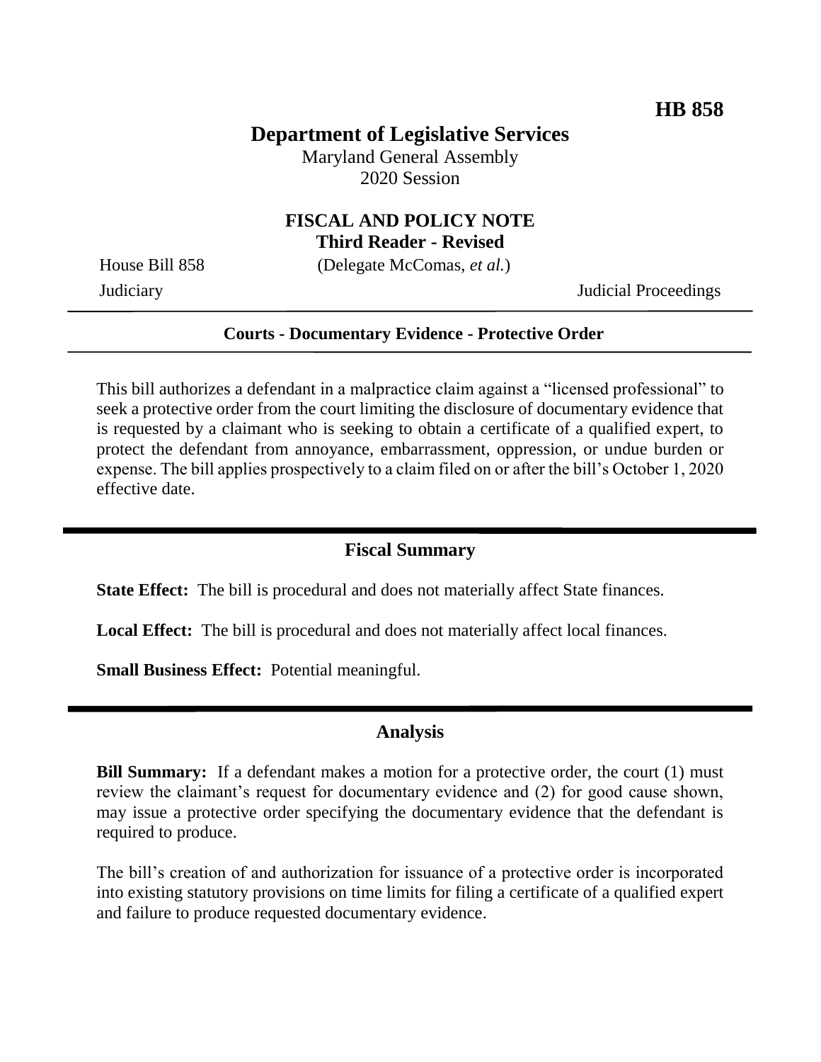**HB 858**

# Department of Legislative Services

Maryland General Assembly
2020 Session

## FISCAL AND POLICY NOTE
**Third Reader - Revised**

House Bill 858 (Delegate McComas, *et al.*)

Judiciary Judicial Proceedings

---

**Courts - Documentary Evidence - Protective Order**

---

This bill authorizes a defendant in a malpractice claim against a "licensed professional" to seek a protective order from the court limiting the disclosure of documentary evidence that is requested by a claimant who is seeking to obtain a certificate of a qualified expert, to protect the defendant from annoyance, embarrassment, oppression, or undue burden or expense. The bill applies prospectively to a claim filed on or after the bill's October 1, 2020 effective date.

## Fiscal Summary

**State Effect:** The bill is procedural and does not materially affect State finances.

**Local Effect:** The bill is procedural and does not materially affect local finances.

**Small Business Effect:** Potential meaningful.

## Analysis

**Bill Summary:** If a defendant makes a motion for a protective order, the court (1) must review the claimant's request for documentary evidence and (2) for good cause shown, may issue a protective order specifying the documentary evidence that the defendant is required to produce.

The bill's creation of and authorization for issuance of a protective order is incorporated into existing statutory provisions on time limits for filing a certificate of a qualified expert and failure to produce requested documentary evidence.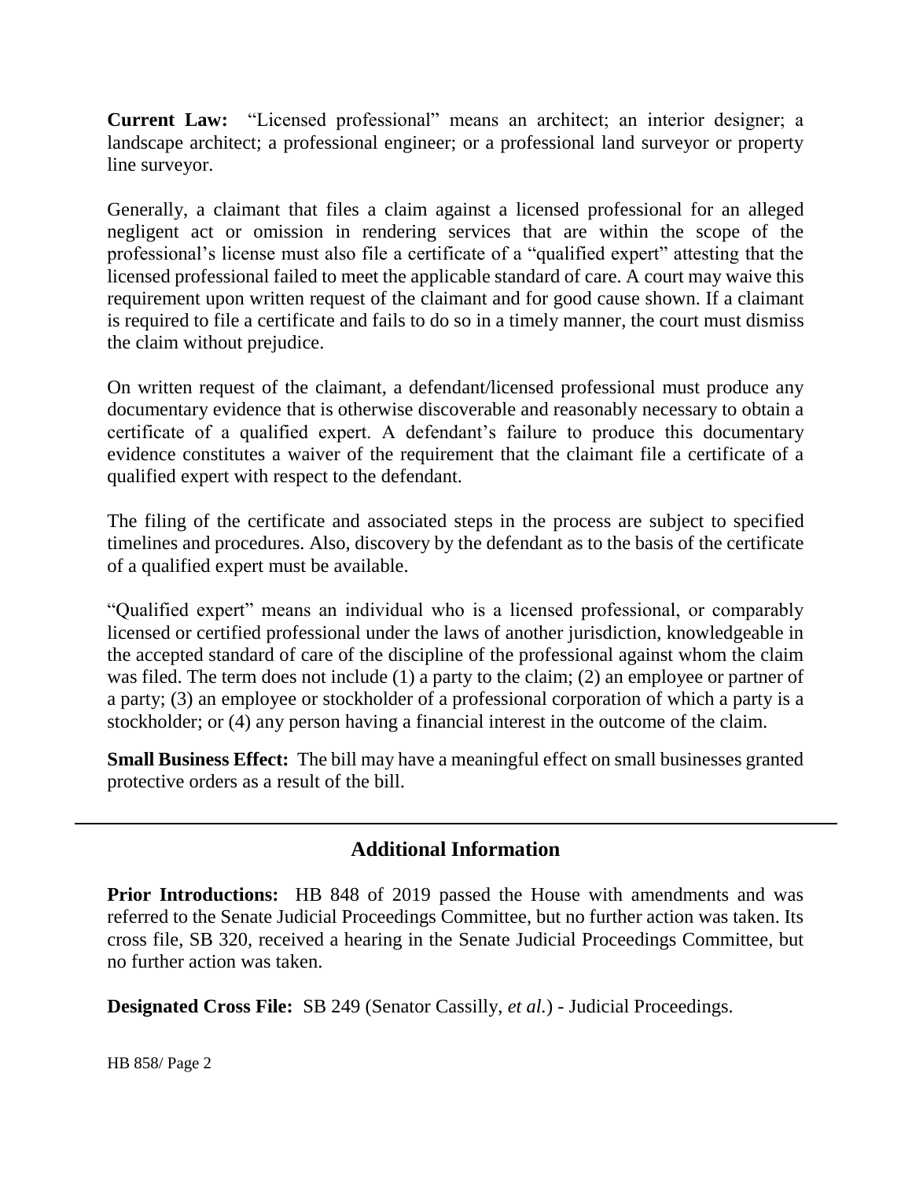**Current Law:** "Licensed professional" means an architect; an interior designer; a landscape architect; a professional engineer; or a professional land surveyor or property line surveyor.

Generally, a claimant that files a claim against a licensed professional for an alleged negligent act or omission in rendering services that are within the scope of the professional's license must also file a certificate of a "qualified expert" attesting that the licensed professional failed to meet the applicable standard of care. A court may waive this requirement upon written request of the claimant and for good cause shown. If a claimant is required to file a certificate and fails to do so in a timely manner, the court must dismiss the claim without prejudice.

On written request of the claimant, a defendant/licensed professional must produce any documentary evidence that is otherwise discoverable and reasonably necessary to obtain a certificate of a qualified expert. A defendant's failure to produce this documentary evidence constitutes a waiver of the requirement that the claimant file a certificate of a qualified expert with respect to the defendant.

The filing of the certificate and associated steps in the process are subject to specified timelines and procedures. Also, discovery by the defendant as to the basis of the certificate of a qualified expert must be available.

"Qualified expert" means an individual who is a licensed professional, or comparably licensed or certified professional under the laws of another jurisdiction, knowledgeable in the accepted standard of care of the discipline of the professional against whom the claim was filed. The term does not include (1) a party to the claim; (2) an employee or partner of a party; (3) an employee or stockholder of a professional corporation of which a party is a stockholder; or (4) any person having a financial interest in the outcome of the claim.

**Small Business Effect:** The bill may have a meaningful effect on small businesses granted protective orders as a result of the bill.

## Additional Information

**Prior Introductions:** HB 848 of 2019 passed the House with amendments and was referred to the Senate Judicial Proceedings Committee, but no further action was taken. Its cross file, SB 320, received a hearing in the Senate Judicial Proceedings Committee, but no further action was taken.

**Designated Cross File:** SB 249 (Senator Cassilly, *et al.*) - Judicial Proceedings.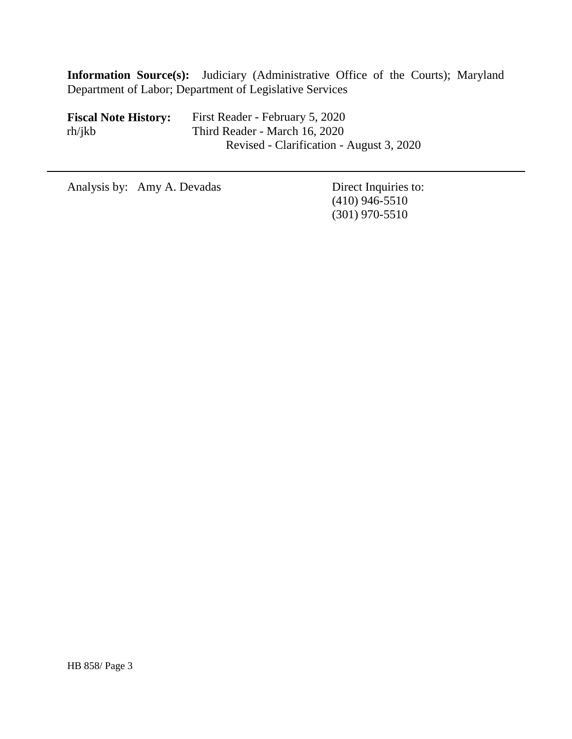**Information Source(s):** Judiciary (Administrative Office of the Courts); Maryland Department of Labor; Department of Legislative Services

**Fiscal Note History:** First Reader - February 5, 2020
rh/jkb Third Reader - March 16, 2020
Revised - Clarification - August 3, 2020

---

Analysis by: Amy A. Devadas

Direct Inquiries to:
(410) 946-5510
(301) 970-5510